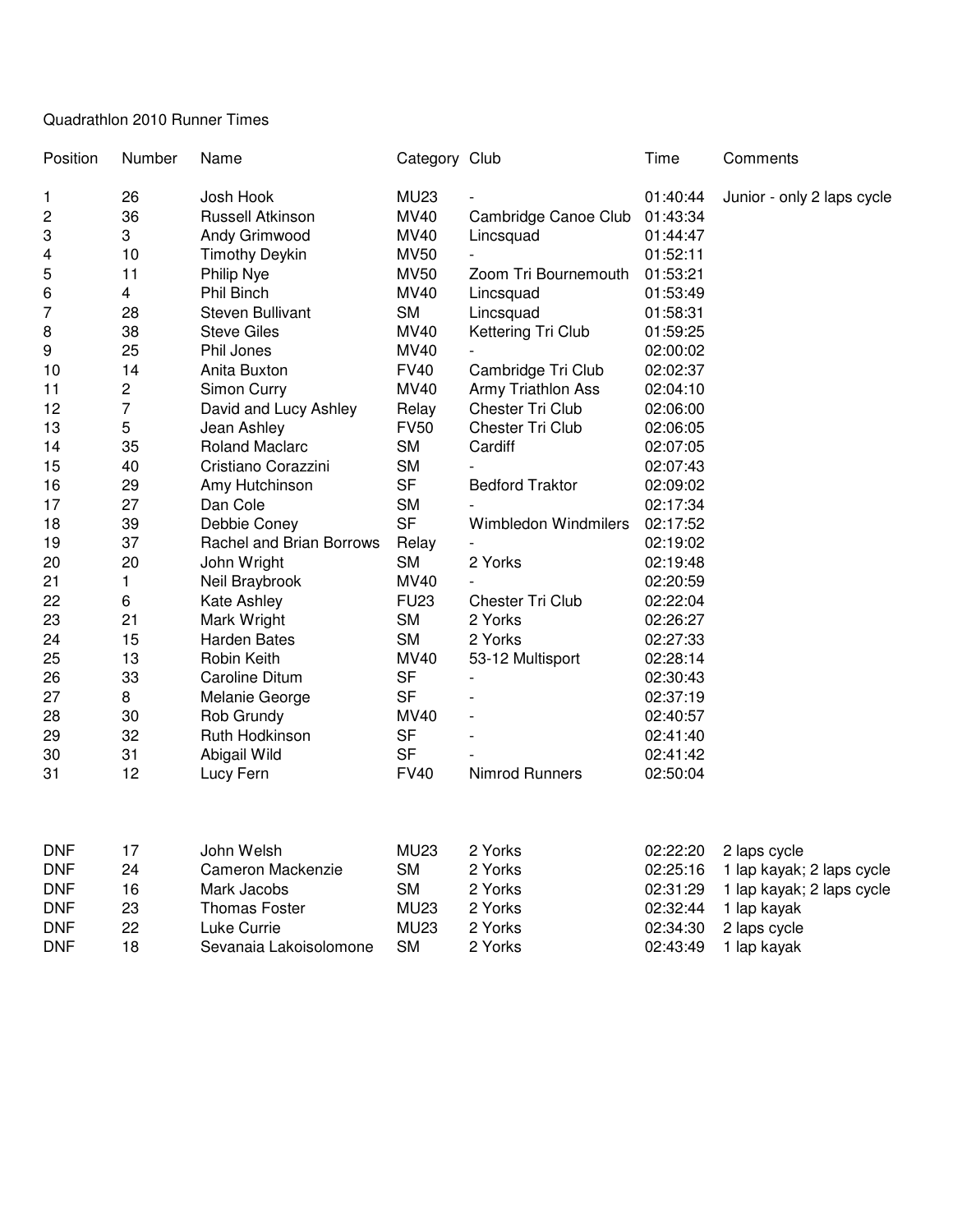Quadrathlon 2010 Runner Times

| Position | Number | Name | Category | Club | Time | Comments |
|---|---|---|---|---|---|---|
| 1 | 26 | Josh Hook | MU23 | - | 01:40:44 | Junior - only 2 laps cycle |
| 2 | 36 | Russell Atkinson | MV40 | Cambridge Canoe Club | 01:43:34 | |
| 3 | 3 | Andy Grimwood | MV40 | Lincsquad | 01:44:47 | |
| 4 | 10 | Timothy Deykin | MV50 | - | 01:52:11 | |
| 5 | 11 | Philip Nye | MV50 | Zoom Tri Bournemouth | 01:53:21 | |
| 6 | 4 | Phil Binch | MV40 | Lincsquad | 01:53:49 | |
| 7 | 28 | Steven Bullivant | SM | Lincsquad | 01:58:31 | |
| 8 | 38 | Steve Giles | MV40 | Kettering Tri Club | 01:59:25 | |
| 9 | 25 | Phil Jones | MV40 | - | 02:00:02 | |
| 10 | 14 | Anita Buxton | FV40 | Cambridge Tri Club | 02:02:37 | |
| 11 | 2 | Simon Curry | MV40 | Army Triathlon Ass | 02:04:10 | |
| 12 | 7 | David and Lucy Ashley | Relay | Chester Tri Club | 02:06:00 | |
| 13 | 5 | Jean Ashley | FV50 | Chester Tri Club | 02:06:05 | |
| 14 | 35 | Roland Maclarc | SM | Cardiff | 02:07:05 | |
| 15 | 40 | Cristiano Corazzini | SM | - | 02:07:43 | |
| 16 | 29 | Amy Hutchinson | SF | Bedford Traktor | 02:09:02 | |
| 17 | 27 | Dan Cole | SM | - | 02:17:34 | |
| 18 | 39 | Debbie Coney | SF | Wimbledon Windmilers | 02:17:52 | |
| 19 | 37 | Rachel and Brian Borrows | Relay | - | 02:19:02 | |
| 20 | 20 | John Wright | SM | 2 Yorks | 02:19:48 | |
| 21 | 1 | Neil Braybrook | MV40 | - | 02:20:59 | |
| 22 | 6 | Kate Ashley | FU23 | Chester Tri Club | 02:22:04 | |
| 23 | 21 | Mark Wright | SM | 2 Yorks | 02:26:27 | |
| 24 | 15 | Harden Bates | SM | 2 Yorks | 02:27:33 | |
| 25 | 13 | Robin Keith | MV40 | 53-12 Multisport | 02:28:14 | |
| 26 | 33 | Caroline Ditum | SF | - | 02:30:43 | |
| 27 | 8 | Melanie George | SF | - | 02:37:19 | |
| 28 | 30 | Rob Grundy | MV40 | - | 02:40:57 | |
| 29 | 32 | Ruth Hodkinson | SF | - | 02:41:40 | |
| 30 | 31 | Abigail Wild | SF | - | 02:41:42 | |
| 31 | 12 | Lucy Fern | FV40 | Nimrod Runners | 02:50:04 | |
| DNF | 17 | John Welsh | MU23 | 2 Yorks | 02:22:20 | 2 laps cycle |
| DNF | 24 | Cameron Mackenzie | SM | 2 Yorks | 02:25:16 | 1 lap kayak; 2 laps cycle |
| DNF | 16 | Mark Jacobs | SM | 2 Yorks | 02:31:29 | 1 lap kayak; 2 laps cycle |
| DNF | 23 | Thomas Foster | MU23 | 2 Yorks | 02:32:44 | 1 lap kayak |
| DNF | 22 | Luke Currie | MU23 | 2 Yorks | 02:34:30 | 2 laps cycle |
| DNF | 18 | Sevanaia Lakoisolomone | SM | 2 Yorks | 02:43:49 | 1 lap kayak |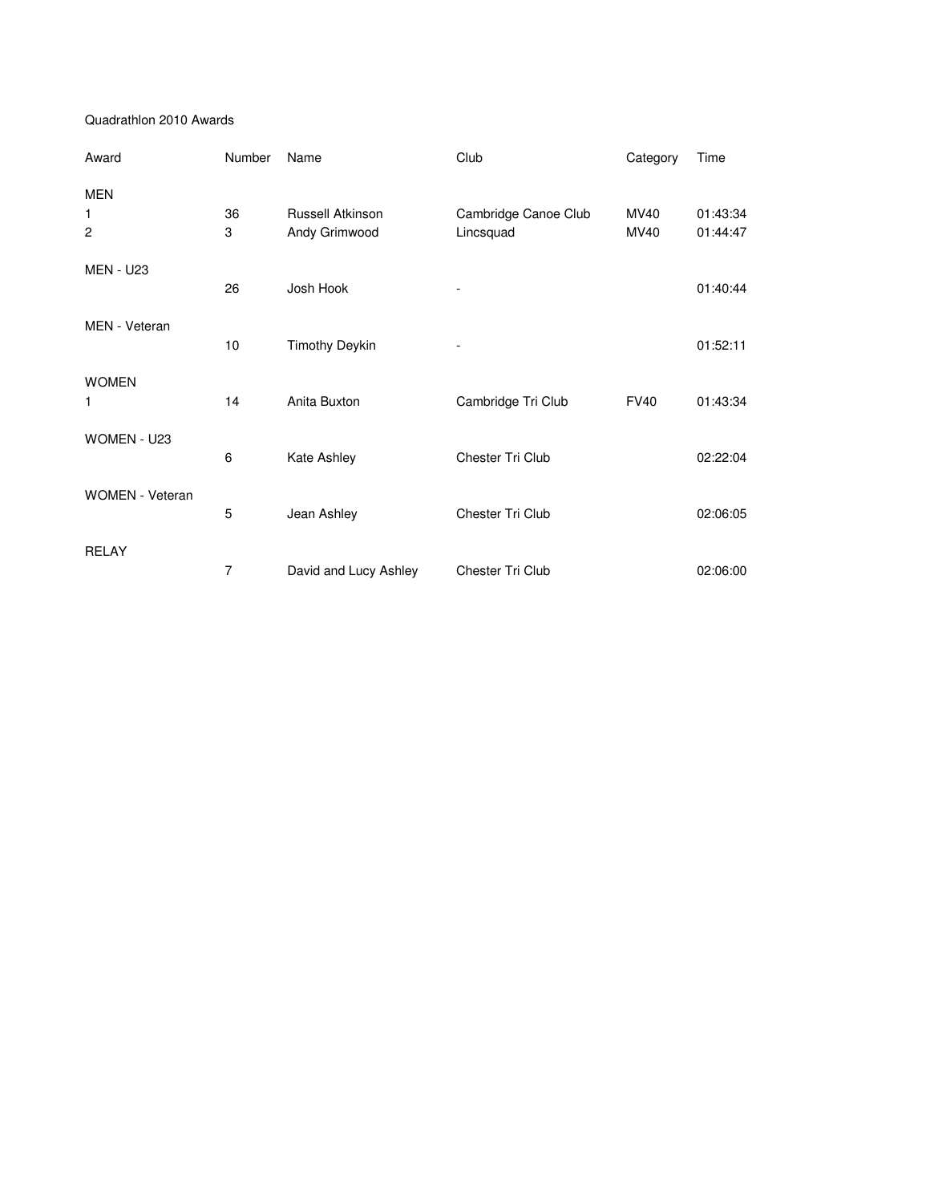Quadrathlon 2010 Awards

| Award | Number | Name | Club | Category | Time |
| --- | --- | --- | --- | --- | --- |
| MEN | | | | | |
| 1 | 36 | Russell Atkinson | Cambridge Canoe Club | MV40 | 01:43:34 |
| 2 | 3 | Andy Grimwood | Lincsquad | MV40 | 01:44:47 |
| MEN - U23 | | | | | |
| | 26 | Josh Hook | - | | 01:40:44 |
| MEN - Veteran | | | | | |
| | 10 | Timothy Deykin | - | | 01:52:11 |
| WOMEN | | | | | |
| 1 | 14 | Anita Buxton | Cambridge Tri Club | FV40 | 01:43:34 |
| WOMEN - U23 | | | | | |
| | 6 | Kate Ashley | Chester Tri Club | | 02:22:04 |
| WOMEN - Veteran | | | | | |
| | 5 | Jean Ashley | Chester Tri Club | | 02:06:05 |
| RELAY | | | | | |
| | 7 | David and Lucy Ashley | Chester Tri Club | | 02:06:00 |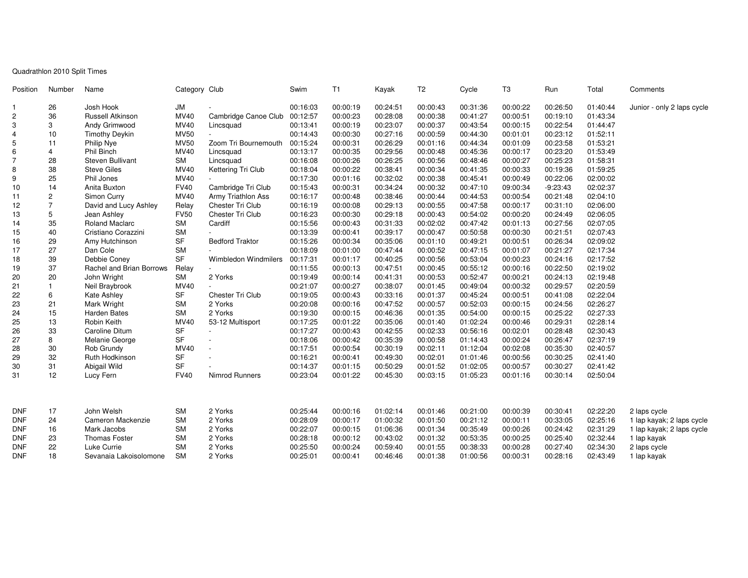Quadrathlon 2010 Split Times

| Position | Number | Name | Category | Club | Swim | T1 | Kayak | T2 | Cycle | T3 | Run | Total | Comments |
|---|---|---|---|---|---|---|---|---|---|---|---|---|---|
| 1 | 26 | Josh Hook | JM | - | 00:16:03 | 00:00:19 | 00:24:51 | 00:00:43 | 00:31:36 | 00:00:22 | 00:26:50 | 01:40:44 | Junior - only 2 laps cycle |
| 2 | 36 | Russell Atkinson | MV40 | Cambridge Canoe Club | 00:12:57 | 00:00:23 | 00:28:08 | 00:00:38 | 00:41:27 | 00:00:51 | 00:19:10 | 01:43:34 | |
| 3 | 3 | Andy Grimwood | MV40 | Lincsquad | 00:13:41 | 00:00:19 | 00:23:07 | 00:00:37 | 00:43:54 | 00:00:15 | 00:22:54 | 01:44:47 | |
| 4 | 10 | Timothy Deykin | MV50 | - | 00:14:43 | 00:00:30 | 00:27:16 | 00:00:59 | 00:44:30 | 00:01:01 | 00:23:12 | 01:52:11 | |
| 5 | 11 | Philip Nye | MV50 | Zoom Tri Bournemouth | 00:15:24 | 00:00:31 | 00:26:29 | 00:01:16 | 00:44:34 | 00:01:09 | 00:23:58 | 01:53:21 | |
| 6 | 4 | Phil Binch | MV40 | Lincsquad | 00:13:17 | 00:00:35 | 00:29:56 | 00:00:48 | 00:45:36 | 00:00:17 | 00:23:20 | 01:53:49 | |
| 7 | 28 | Steven Bullivant | SM | Lincsquad | 00:16:08 | 00:00:26 | 00:26:25 | 00:00:56 | 00:48:46 | 00:00:27 | 00:25:23 | 01:58:31 | |
| 8 | 38 | Steve Giles | MV40 | Kettering Tri Club | 00:18:04 | 00:00:22 | 00:38:41 | 00:00:34 | 00:41:35 | 00:00:33 | 00:19:36 | 01:59:25 | |
| 9 | 25 | Phil Jones | MV40 | - | 00:17:30 | 00:01:16 | 00:32:02 | 00:00:38 | 00:45:41 | 00:00:49 | 00:22:06 | 02:00:02 | |
| 10 | 14 | Anita Buxton | FV40 | Cambridge Tri Club | 00:15:43 | 00:00:31 | 00:34:24 | 00:00:32 | 00:47:10 | 09:00:34 | -9:23:43 | 02:02:37 | |
| 11 | 2 | Simon Curry | MV40 | Army Triathlon Ass | 00:16:17 | 00:00:48 | 00:38:46 | 00:00:44 | 00:44:53 | 00:00:54 | 00:21:48 | 02:04:10 | |
| 12 | 7 | David and Lucy Ashley | Relay | Chester Tri Club | 00:16:19 | 00:00:08 | 00:29:13 | 00:00:55 | 00:47:58 | 00:00:17 | 00:31:10 | 02:06:00 | |
| 13 | 5 | Jean Ashley | FV50 | Chester Tri Club | 00:16:23 | 00:00:30 | 00:29:18 | 00:00:43 | 00:54:02 | 00:00:20 | 00:24:49 | 02:06:05 | |
| 14 | 35 | Roland Maclarc | SM | Cardiff | 00:15:56 | 00:00:43 | 00:31:33 | 00:02:02 | 00:47:42 | 00:01:13 | 00:27:56 | 02:07:05 | |
| 15 | 40 | Cristiano Corazzini | SM | - | 00:13:39 | 00:00:41 | 00:39:17 | 00:00:47 | 00:50:58 | 00:00:30 | 00:21:51 | 02:07:43 | |
| 16 | 29 | Amy Hutchinson | SF | Bedford Traktor | 00:15:26 | 00:00:34 | 00:35:06 | 00:01:10 | 00:49:21 | 00:00:51 | 00:26:34 | 02:09:02 | |
| 17 | 27 | Dan Cole | SM | - | 00:18:09 | 00:01:00 | 00:47:44 | 00:00:52 | 00:47:15 | 00:01:07 | 00:21:27 | 02:17:34 | |
| 18 | 39 | Debbie Coney | SF | Wimbledon Windmilers | 00:17:31 | 00:01:17 | 00:40:25 | 00:00:56 | 00:53:04 | 00:00:23 | 00:24:16 | 02:17:52 | |
| 19 | 37 | Rachel and Brian Borrows | Relay | - | 00:11:55 | 00:00:13 | 00:47:51 | 00:00:45 | 00:55:12 | 00:00:16 | 00:22:50 | 02:19:02 | |
| 20 | 20 | John Wright | SM | 2 Yorks | 00:19:49 | 00:00:14 | 00:41:31 | 00:00:53 | 00:52:47 | 00:00:21 | 00:24:13 | 02:19:48 | |
| 21 | 1 | Neil Braybrook | MV40 | - | 00:21:07 | 00:00:27 | 00:38:07 | 00:01:45 | 00:49:04 | 00:00:32 | 00:29:57 | 02:20:59 | |
| 22 | 6 | Kate Ashley | SF | Chester Tri Club | 00:19:05 | 00:00:43 | 00:33:16 | 00:01:37 | 00:45:24 | 00:00:51 | 00:41:08 | 02:22:04 | |
| 23 | 21 | Mark Wright | SM | 2 Yorks | 00:20:08 | 00:00:16 | 00:47:52 | 00:00:57 | 00:52:03 | 00:00:15 | 00:24:56 | 02:26:27 | |
| 24 | 15 | Harden Bates | SM | 2 Yorks | 00:19:30 | 00:00:15 | 00:46:36 | 00:01:35 | 00:54:00 | 00:00:15 | 00:25:22 | 02:27:33 | |
| 25 | 13 | Robin Keith | MV40 | 53-12 Multisport | 00:17:25 | 00:01:22 | 00:35:06 | 00:01:40 | 01:02:24 | 00:00:46 | 00:29:31 | 02:28:14 | |
| 26 | 33 | Caroline Ditum | SF | - | 00:17:27 | 00:00:43 | 00:42:55 | 00:02:33 | 00:56:16 | 00:02:01 | 00:28:48 | 02:30:43 | |
| 27 | 8 | Melanie George | SF | - | 00:18:06 | 00:00:42 | 00:35:39 | 00:00:58 | 01:14:43 | 00:00:24 | 00:26:47 | 02:37:19 | |
| 28 | 30 | Rob Grundy | MV40 | - | 00:17:51 | 00:00:54 | 00:30:19 | 00:02:11 | 01:12:04 | 00:02:08 | 00:35:30 | 02:40:57 | |
| 29 | 32 | Ruth Hodkinson | SF | - | 00:16:21 | 00:00:41 | 00:49:30 | 00:02:01 | 01:01:46 | 00:00:56 | 00:30:25 | 02:41:40 | |
| 30 | 31 | Abigail Wild | SF | - | 00:14:37 | 00:01:15 | 00:50:29 | 00:01:52 | 01:02:05 | 00:00:57 | 00:30:27 | 02:41:42 | |
| 31 | 12 | Lucy Fern | FV40 | Nimrod Runners | 00:23:04 | 00:01:22 | 00:45:30 | 00:03:15 | 01:05:23 | 00:01:16 | 00:30:14 | 02:50:04 | |
| DNF | 17 | John Welsh | SM | 2 Yorks | 00:25:44 | 00:00:16 | 01:02:14 | 00:01:46 | 00:21:00 | 00:00:39 | 00:30:41 | 02:22:20 | 2 laps cycle |
| DNF | 24 | Cameron Mackenzie | SM | 2 Yorks | 00:28:09 | 00:00:17 | 01:00:32 | 00:01:50 | 00:21:12 | 00:00:11 | 00:33:05 | 02:25:16 | 1 lap kayak; 2 laps cycle |
| DNF | 16 | Mark Jacobs | SM | 2 Yorks | 00:22:07 | 00:00:15 | 01:06:36 | 00:01:34 | 00:35:49 | 00:00:26 | 00:24:42 | 02:31:29 | 1 lap kayak; 2 laps cycle |
| DNF | 23 | Thomas Foster | SM | 2 Yorks | 00:28:18 | 00:00:12 | 00:43:02 | 00:01:32 | 00:53:35 | 00:00:25 | 00:25:40 | 02:32:44 | 1 lap kayak |
| DNF | 22 | Luke Currie | SM | 2 Yorks | 00:25:50 | 00:00:24 | 00:59:40 | 00:01:55 | 00:38:33 | 00:00:28 | 00:27:40 | 02:34:30 | 2 laps cycle |
| DNF | 18 | Sevanaia Lakoisolomone | SM | 2 Yorks | 00:25:01 | 00:00:41 | 00:46:46 | 00:01:38 | 01:00:56 | 00:00:31 | 00:28:16 | 02:43:49 | 1 lap kayak |